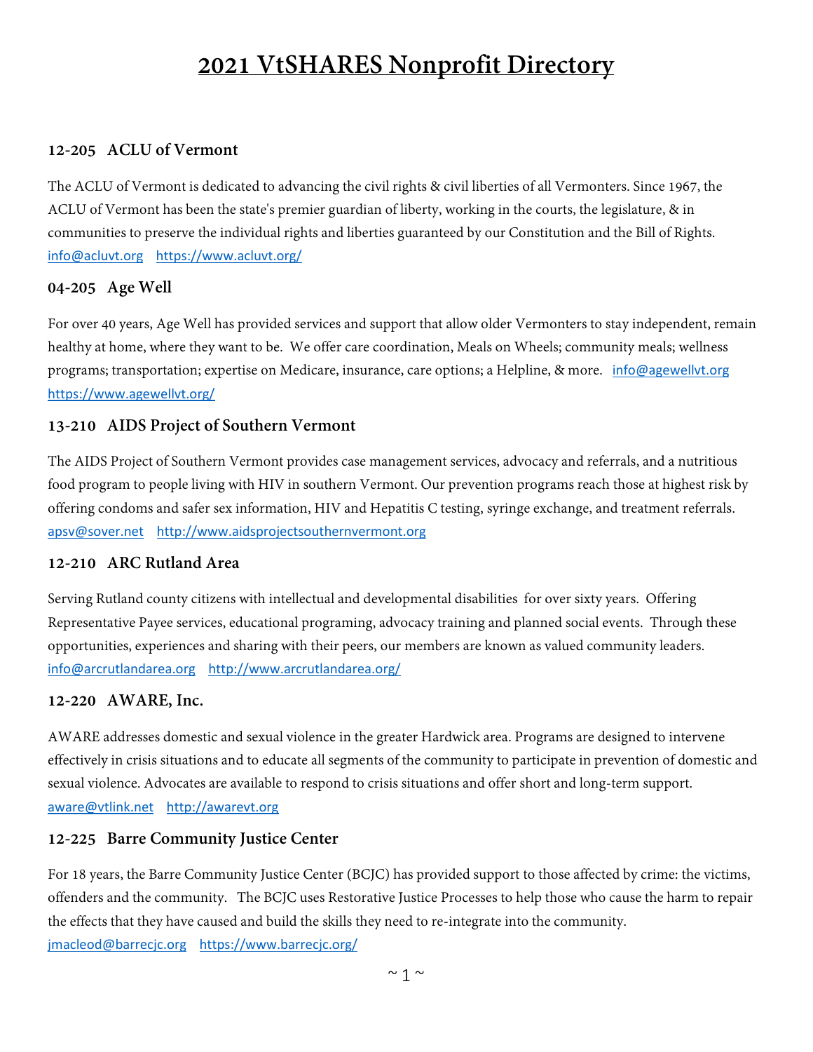# 2021 VtSHARES Nonprofit Directory

### 12-205 ACLU of Vermont

The ACLU of Vermont is dedicated to advancing the civil rights & civil liberties of all Vermonters. Since 1967, the ACLU of Vermont has been the state's premier guardian of liberty, working in the courts, the legislature, & in communities to preserve the individual rights and liberties guaranteed by our Constitution and the Bill of Rights.
info@acluvt.org https://www.acluvt.org/

### 04-205 Age Well

For over 40 years, Age Well has provided services and support that allow older Vermonters to stay independent, remain healthy at home, where they want to be. We offer care coordination, Meals on Wheels; community meals; wellness programs; transportation; expertise on Medicare, insurance, care options; a Helpline, & more. info@agewellvt.org https://www.agewellvt.org/

### 13-210 AIDS Project of Southern Vermont

The AIDS Project of Southern Vermont provides case management services, advocacy and referrals, and a nutritious food program to people living with HIV in southern Vermont. Our prevention programs reach those at highest risk by offering condoms and safer sex information, HIV and Hepatitis C testing, syringe exchange, and treatment referrals.
apsv@sover.net http://www.aidsprojectsouthernvermont.org

### 12-210 ARC Rutland Area

Serving Rutland county citizens with intellectual and developmental disabilities for over sixty years. Offering Representative Payee services, educational programing, advocacy training and planned social events. Through these opportunities, experiences and sharing with their peers, our members are known as valued community leaders.
info@arcrutlandarea.org http://www.arcrutlandarea.org/

### 12-220 AWARE, Inc.

AWARE addresses domestic and sexual violence in the greater Hardwick area. Programs are designed to intervene effectively in crisis situations and to educate all segments of the community to participate in prevention of domestic and sexual violence. Advocates are available to respond to crisis situations and offer short and long-term support.
aware@vtlink.net http://awarevt.org

### 12-225 Barre Community Justice Center

For 18 years, the Barre Community Justice Center (BCJC) has provided support to those affected by crime: the victims, offenders and the community. The BCJC uses Restorative Justice Processes to help those who cause the harm to repair the effects that they have caused and build the skills they need to re-integrate into the community.
jmacleod@barrecjc.org https://www.barrecjc.org/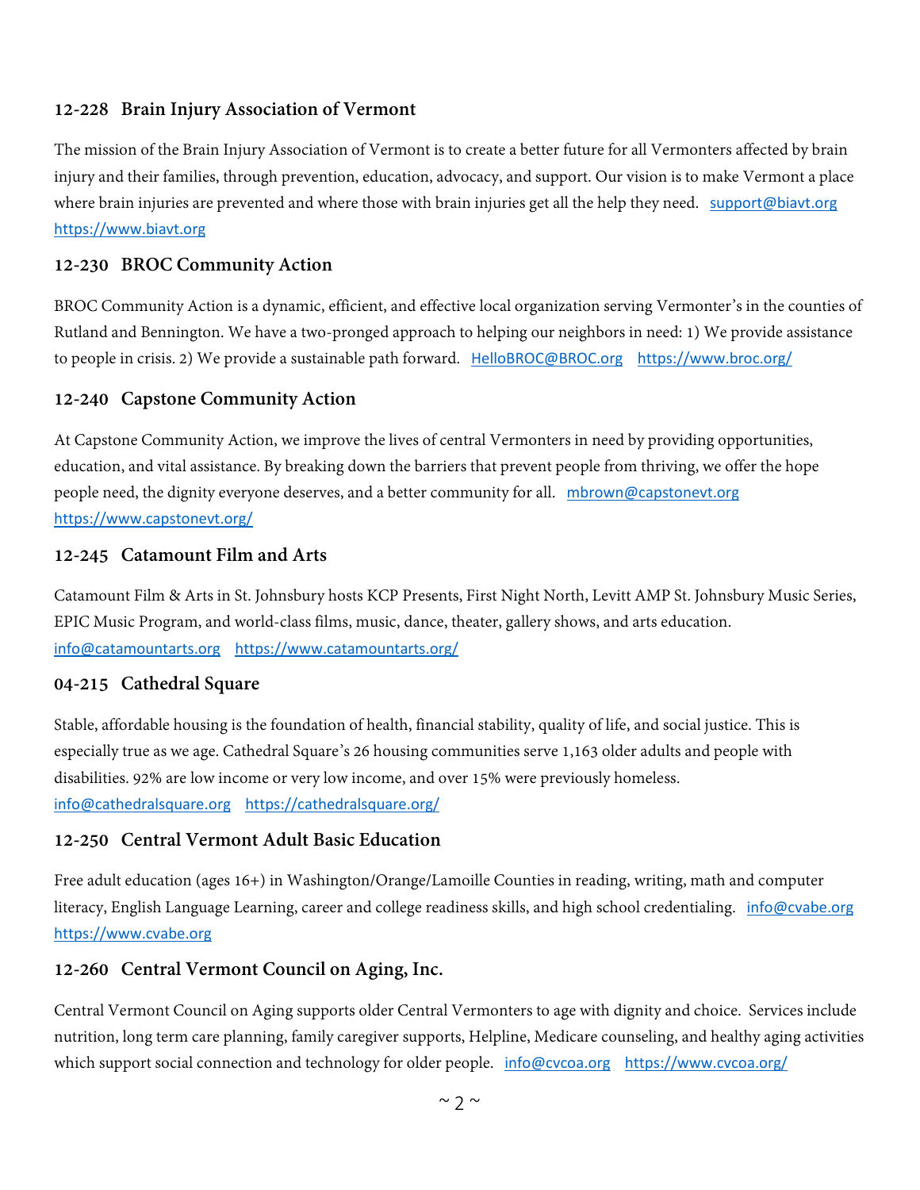### 12-228 Brain Injury Association of Vermont

The mission of the Brain Injury Association of Vermont is to create a better future for all Vermonters affected by brain injury and their families, through prevention, education, advocacy, and support. Our vision is to make Vermont a place where brain injuries are prevented and where those with brain injuries get all the help they need. support@biavt.org https://www.biavt.org

### 12-230 BROC Community Action

BROC Community Action is a dynamic, efficient, and effective local organization serving Vermonter's in the counties of Rutland and Bennington. We have a two-pronged approach to helping our neighbors in need: 1) We provide assistance to people in crisis. 2) We provide a sustainable path forward. HelloBROC@BROC.org https://www.broc.org/

### 12-240 Capstone Community Action

At Capstone Community Action, we improve the lives of central Vermonters in need by providing opportunities, education, and vital assistance. By breaking down the barriers that prevent people from thriving, we offer the hope people need, the dignity everyone deserves, and a better community for all. mbrown@capstonevt.org https://www.capstonevt.org/

### 12-245 Catamount Film and Arts

Catamount Film & Arts in St. Johnsbury hosts KCP Presents, First Night North, Levitt AMP St. Johnsbury Music Series, EPIC Music Program, and world-class films, music, dance, theater, gallery shows, and arts education. info@catamountarts.org https://www.catamountarts.org/

### 04-215 Cathedral Square

Stable, affordable housing is the foundation of health, financial stability, quality of life, and social justice. This is especially true as we age. Cathedral Square's 26 housing communities serve 1,163 older adults and people with disabilities. 92% are low income or very low income, and over 15% were previously homeless. info@cathedralsquare.org https://cathedralsquare.org/

### 12-250 Central Vermont Adult Basic Education

Free adult education (ages 16+) in Washington/Orange/Lamoille Counties in reading, writing, math and computer literacy, English Language Learning, career and college readiness skills, and high school credentialing. info@cvabe.org https://www.cvabe.org

### 12-260 Central Vermont Council on Aging, Inc.

Central Vermont Council on Aging supports older Central Vermonters to age with dignity and choice. Services include nutrition, long term care planning, family caregiver supports, Helpline, Medicare counseling, and healthy aging activities which support social connection and technology for older people. info@cvcoa.org https://www.cvcoa.org/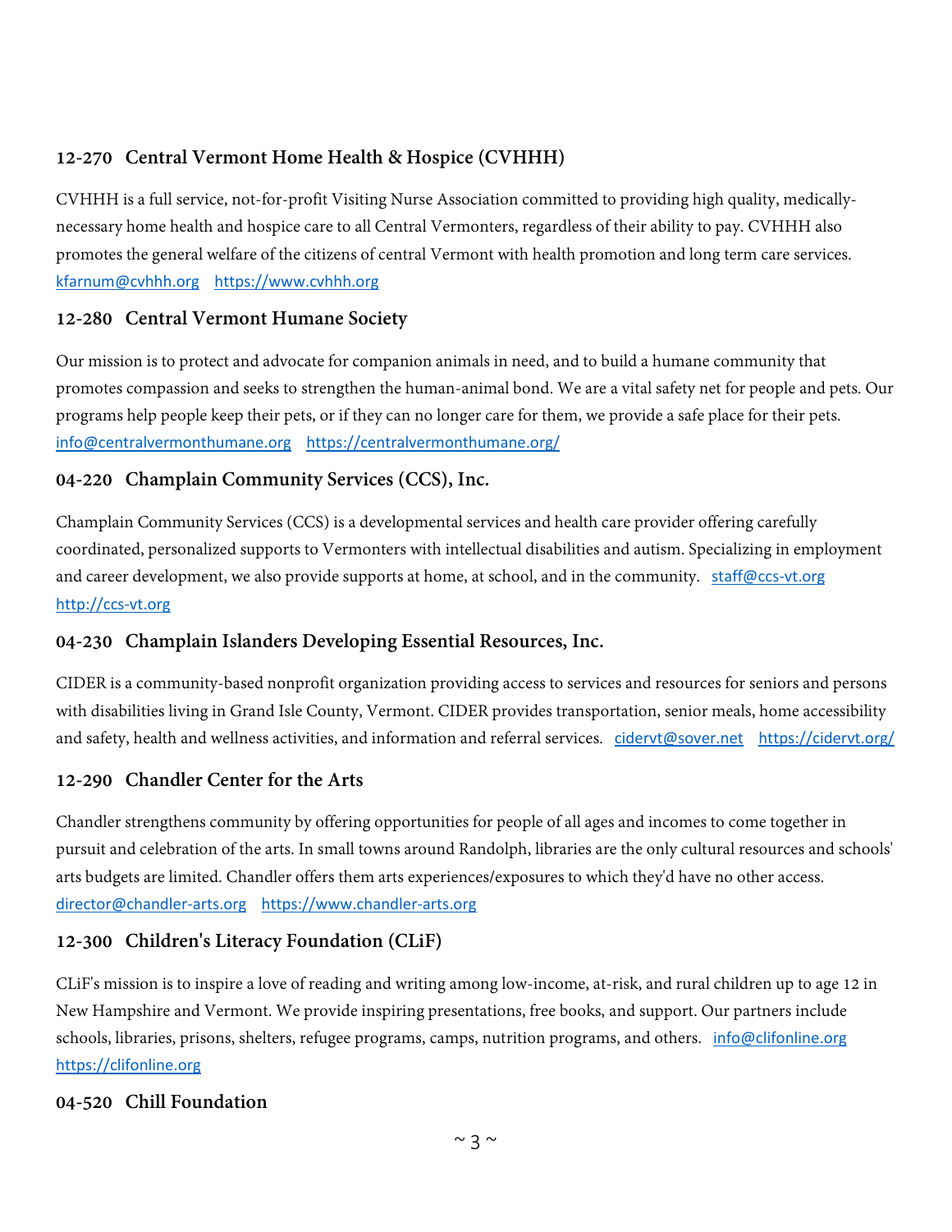### 12-270 Central Vermont Home Health & Hospice (CVHHH)

CVHHH is a full service, not-for-profit Visiting Nurse Association committed to providing high quality, medically-necessary home health and hospice care to all Central Vermonters, regardless of their ability to pay. CVHHH also promotes the general welfare of the citizens of central Vermont with health promotion and long term care services. kfarnum@cvhhh.org https://www.cvhhh.org

### 12-280 Central Vermont Humane Society

Our mission is to protect and advocate for companion animals in need, and to build a humane community that promotes compassion and seeks to strengthen the human-animal bond. We are a vital safety net for people and pets. Our programs help people keep their pets, or if they can no longer care for them, we provide a safe place for their pets. info@centralvermonthumane.org https://centralvermonthumane.org/

### 04-220 Champlain Community Services (CCS), Inc.

Champlain Community Services (CCS) is a developmental services and health care provider offering carefully coordinated, personalized supports to Vermonters with intellectual disabilities and autism. Specializing in employment and career development, we also provide supports at home, at school, and in the community. staff@ccs-vt.org http://ccs-vt.org

### 04-230 Champlain Islanders Developing Essential Resources, Inc.

CIDER is a community-based nonprofit organization providing access to services and resources for seniors and persons with disabilities living in Grand Isle County, Vermont. CIDER provides transportation, senior meals, home accessibility and safety, health and wellness activities, and information and referral services. cidervt@sover.net https://cidervt.org/

### 12-290 Chandler Center for the Arts

Chandler strengthens community by offering opportunities for people of all ages and incomes to come together in pursuit and celebration of the arts. In small towns around Randolph, libraries are the only cultural resources and schools' arts budgets are limited. Chandler offers them arts experiences/exposures to which they'd have no other access. director@chandler-arts.org https://www.chandler-arts.org

### 12-300 Children's Literacy Foundation (CLiF)

CLiF's mission is to inspire a love of reading and writing among low-income, at-risk, and rural children up to age 12 in New Hampshire and Vermont. We provide inspiring presentations, free books, and support. Our partners include schools, libraries, prisons, shelters, refugee programs, camps, nutrition programs, and others. info@clifonline.org https://clifonline.org

### 04-520 Chill Foundation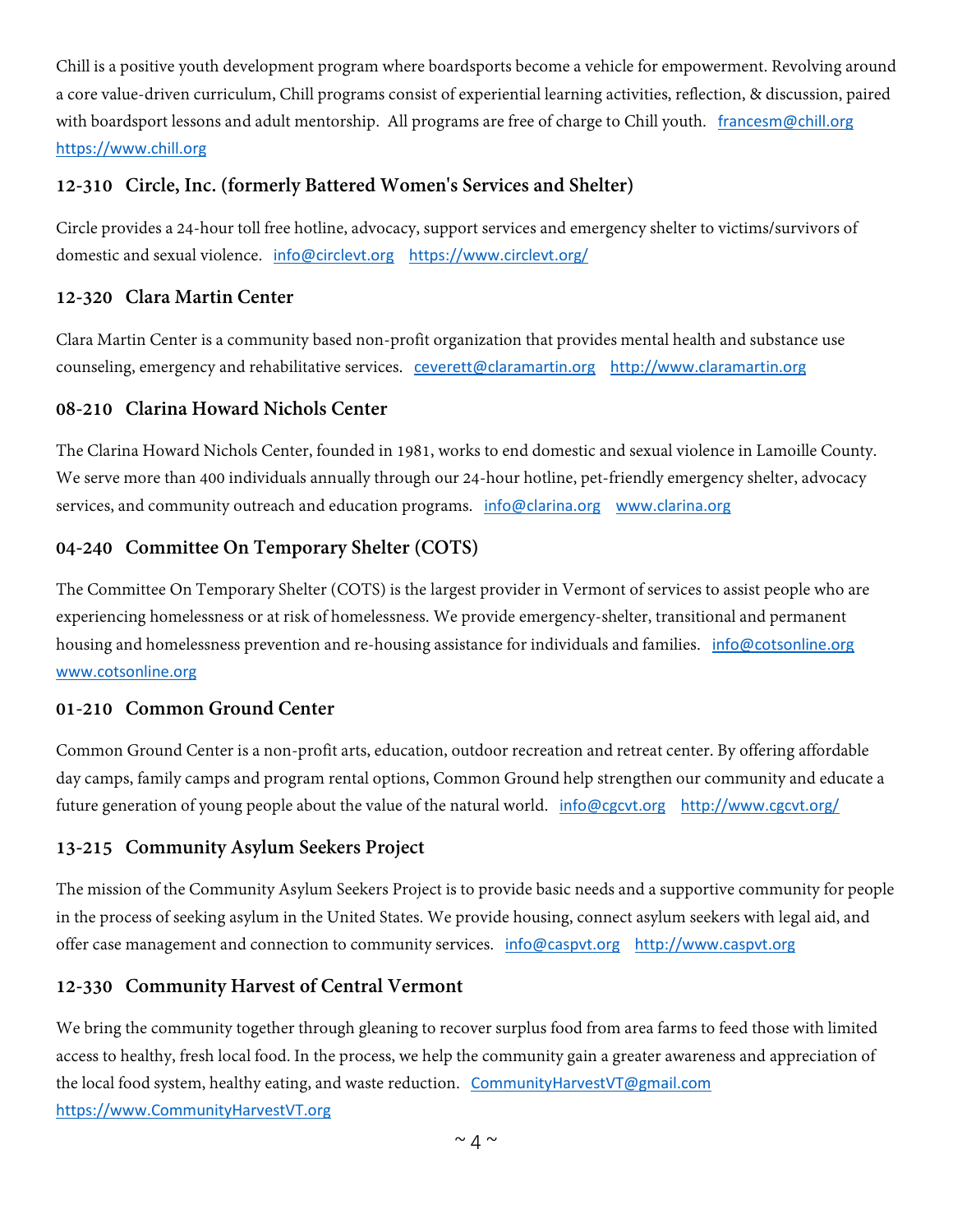Chill is a positive youth development program where boardsports become a vehicle for empowerment. Revolving around a core value-driven curriculum, Chill programs consist of experiential learning activities, reflection, & discussion, paired with boardsport lessons and adult mentorship. All programs are free of charge to Chill youth. francesm@chill.org https://www.chill.org

### 12-310 Circle, Inc. (formerly Battered Women's Services and Shelter)

Circle provides a 24-hour toll free hotline, advocacy, support services and emergency shelter to victims/survivors of domestic and sexual violence. info@circlevt.org https://www.circlevt.org/

### 12-320 Clara Martin Center

Clara Martin Center is a community based non-profit organization that provides mental health and substance use counseling, emergency and rehabilitative services. ceverett@claramartin.org http://www.claramartin.org

### 08-210 Clarina Howard Nichols Center

The Clarina Howard Nichols Center, founded in 1981, works to end domestic and sexual violence in Lamoille County. We serve more than 400 individuals annually through our 24-hour hotline, pet-friendly emergency shelter, advocacy services, and community outreach and education programs. info@clarina.org www.clarina.org

### 04-240 Committee On Temporary Shelter (COTS)

The Committee On Temporary Shelter (COTS) is the largest provider in Vermont of services to assist people who are experiencing homelessness or at risk of homelessness. We provide emergency-shelter, transitional and permanent housing and homelessness prevention and re-housing assistance for individuals and families. info@cotsonline.org www.cotsonline.org

### 01-210 Common Ground Center

Common Ground Center is a non-profit arts, education, outdoor recreation and retreat center. By offering affordable day camps, family camps and program rental options, Common Ground help strengthen our community and educate a future generation of young people about the value of the natural world. info@cgcvt.org http://www.cgcvt.org/

### 13-215 Community Asylum Seekers Project

The mission of the Community Asylum Seekers Project is to provide basic needs and a supportive community for people in the process of seeking asylum in the United States. We provide housing, connect asylum seekers with legal aid, and offer case management and connection to community services. info@caspvt.org http://www.caspvt.org

### 12-330 Community Harvest of Central Vermont

We bring the community together through gleaning to recover surplus food from area farms to feed those with limited access to healthy, fresh local food. In the process, we help the community gain a greater awareness and appreciation of the local food system, healthy eating, and waste reduction. CommunityHarvestVT@gmail.com https://www.CommunityHarvestVT.org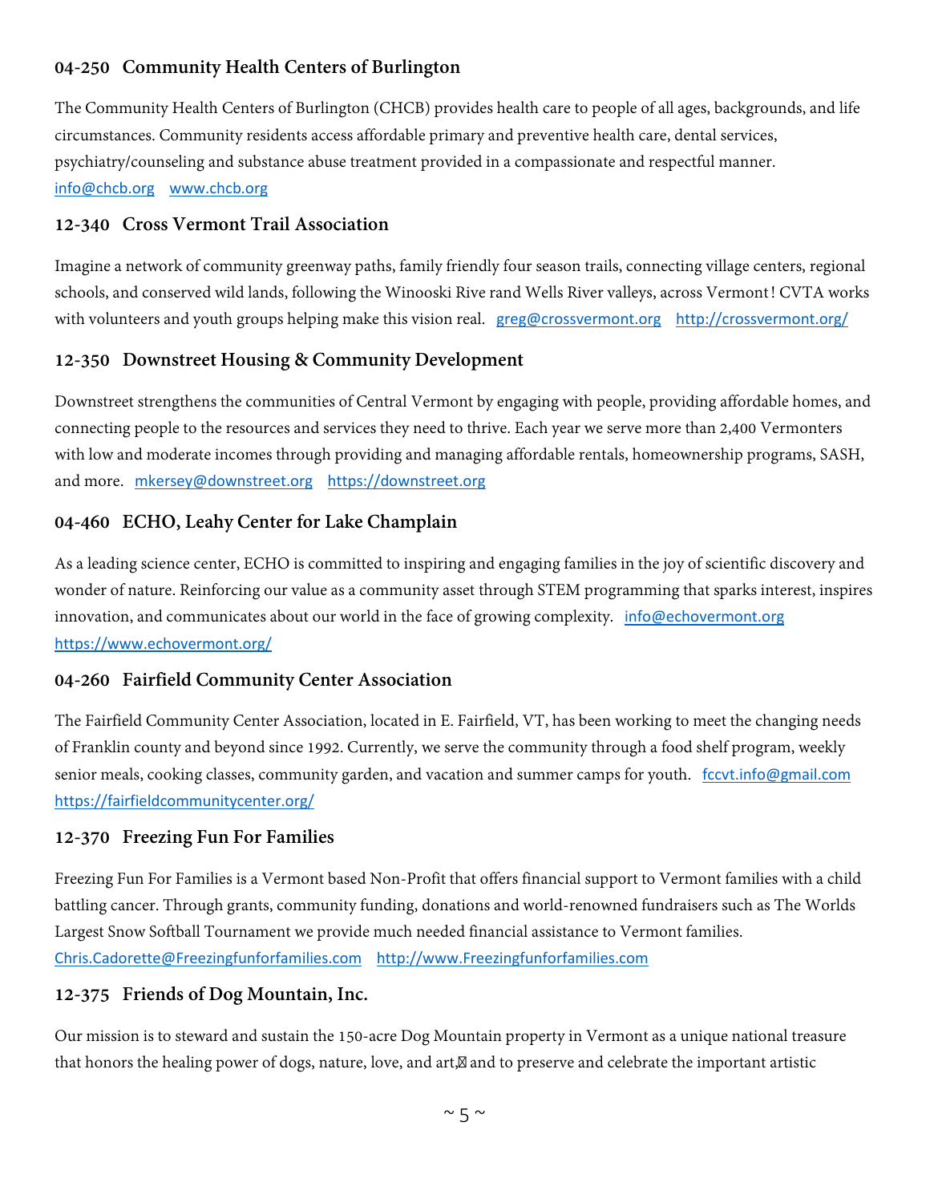### 04-250 Community Health Centers of Burlington

The Community Health Centers of Burlington (CHCB) provides health care to people of all ages, backgrounds, and life circumstances. Community residents access affordable primary and preventive health care, dental services, psychiatry/counseling and substance abuse treatment provided in a compassionate and respectful manner. info@chcb.org www.chcb.org

### 12-340 Cross Vermont Trail Association

Imagine a network of community greenway paths, family friendly four season trails, connecting village centers, regional schools, and conserved wild lands, following the Winooski Rive rand Wells River valleys, across Vermont ! CVTA works with volunteers and youth groups helping make this vision real. greg@crossvermont.org http://crossvermont.org/

### 12-350 Downstreet Housing & Community Development

Downstreet strengthens the communities of Central Vermont by engaging with people, providing affordable homes, and connecting people to the resources and services they need to thrive. Each year we serve more than 2,400 Vermonters with low and moderate incomes through providing and managing affordable rentals, homeownership programs, SASH, and more. mkersey@downstreet.org https://downstreet.org

### 04-460 ECHO, Leahy Center for Lake Champlain

As a leading science center, ECHO is committed to inspiring and engaging families in the joy of scientific discovery and wonder of nature. Reinforcing our value as a community asset through STEM programming that sparks interest, inspires innovation, and communicates about our world in the face of growing complexity. info@echovermont.org https://www.echovermont.org/

### 04-260 Fairfield Community Center Association

The Fairfield Community Center Association, located in E. Fairfield, VT, has been working to meet the changing needs of Franklin county and beyond since 1992. Currently, we serve the community through a food shelf program, weekly senior meals, cooking classes, community garden, and vacation and summer camps for youth. fccvt.info@gmail.com https://fairfieldcommunitycenter.org/

### 12-370 Freezing Fun For Families

Freezing Fun For Families is a Vermont based Non-Profit that offers financial support to Vermont families with a child battling cancer. Through grants, community funding, donations and world-renowned fundraisers such as The Worlds Largest Snow Softball Tournament we provide much needed financial assistance to Vermont families. Chris.Cadorette@Freezingfunforfamilies.com http://www.Freezingfunforfamilies.com

### 12-375 Friends of Dog Mountain, Inc.

Our mission is to steward and sustain the 150-acre Dog Mountain property in Vermont as a unique national treasure that honors the healing power of dogs, nature, love, and art, and to preserve and celebrate the important artistic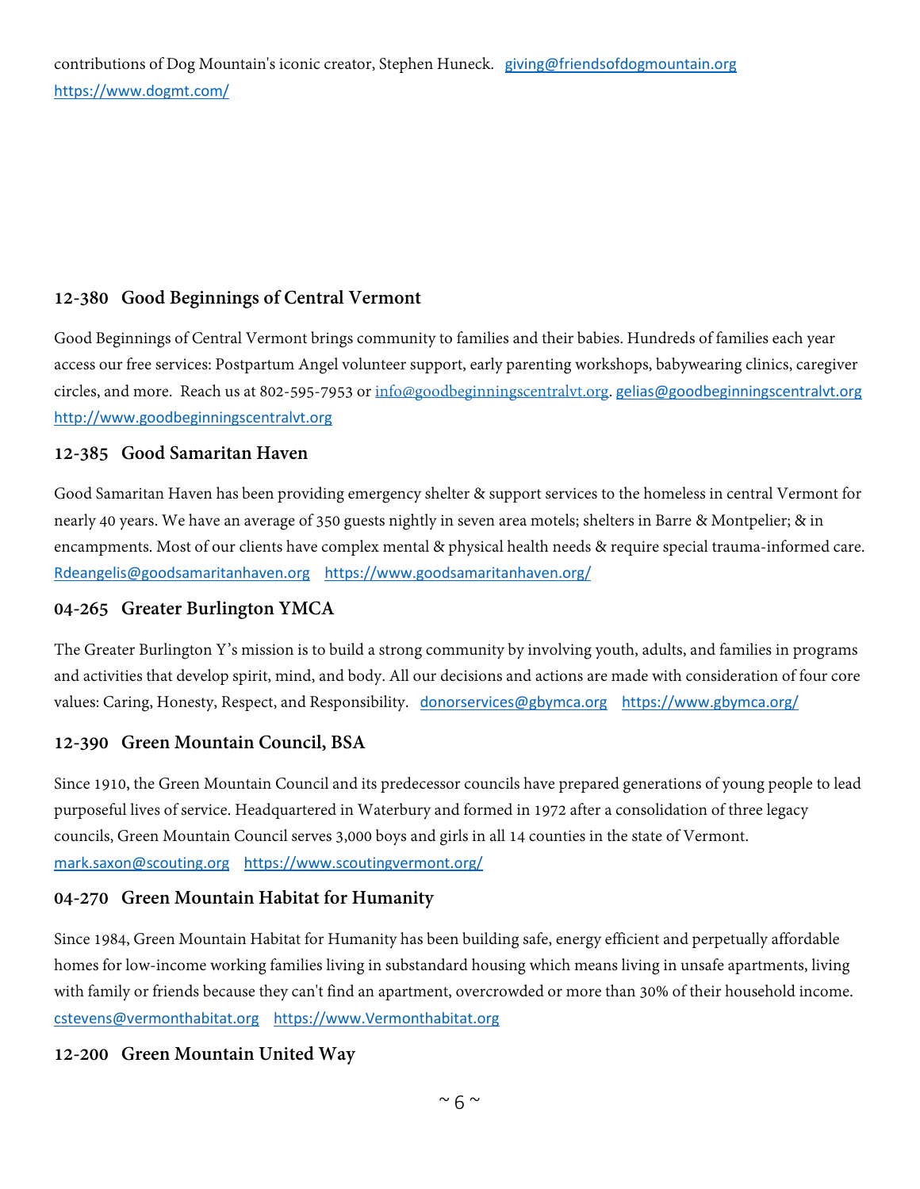contributions of Dog Mountain's iconic creator, Stephen Huneck. giving@friendsofdogmountain.org https://www.dogmt.com/

### 12-380 Good Beginnings of Central Vermont

Good Beginnings of Central Vermont brings community to families and their babies. Hundreds of families each year access our free services: Postpartum Angel volunteer support, early parenting workshops, babywearing clinics, caregiver circles, and more. Reach us at 802-595-7953 or info@goodbeginningscentralvt.org. gelias@goodbeginningscentralvt.org http://www.goodbeginningscentralvt.org

### 12-385 Good Samaritan Haven

Good Samaritan Haven has been providing emergency shelter & support services to the homeless in central Vermont for nearly 40 years. We have an average of 350 guests nightly in seven area motels; shelters in Barre & Montpelier; & in encampments. Most of our clients have complex mental & physical health needs & require special trauma-informed care. Rdeangelis@goodsamaritanhaven.org https://www.goodsamaritanhaven.org/

### 04-265 Greater Burlington YMCA

The Greater Burlington Y's mission is to build a strong community by involving youth, adults, and families in programs and activities that develop spirit, mind, and body. All our decisions and actions are made with consideration of four core values: Caring, Honesty, Respect, and Responsibility. donorservices@gbymca.org https://www.gbymca.org/

### 12-390 Green Mountain Council, BSA

Since 1910, the Green Mountain Council and its predecessor councils have prepared generations of young people to lead purposeful lives of service. Headquartered in Waterbury and formed in 1972 after a consolidation of three legacy councils, Green Mountain Council serves 3,000 boys and girls in all 14 counties in the state of Vermont. mark.saxon@scouting.org https://www.scoutingvermont.org/

### 04-270 Green Mountain Habitat for Humanity

Since 1984, Green Mountain Habitat for Humanity has been building safe, energy efficient and perpetually affordable homes for low-income working families living in substandard housing which means living in unsafe apartments, living with family or friends because they can't find an apartment, overcrowded or more than 30% of their household income. cstevens@vermonthabitat.org https://www.Vermonthabitat.org

### 12-200 Green Mountain United Way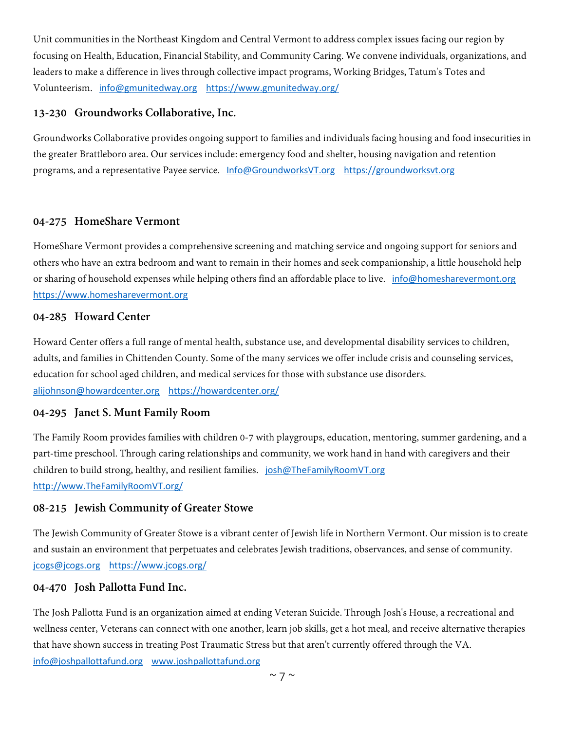Unit communities in the Northeast Kingdom and Central Vermont to address complex issues facing our region by focusing on Health, Education, Financial Stability, and Community Caring. We convene individuals, organizations, and leaders to make a difference in lives through collective impact programs, Working Bridges, Tatum's Totes and Volunteerism. info@gmunitedway.org https://www.gmunitedway.org/

### 13-230 Groundworks Collaborative, Inc.

Groundworks Collaborative provides ongoing support to families and individuals facing housing and food insecurities in the greater Brattleboro area. Our services include: emergency food and shelter, housing navigation and retention programs, and a representative Payee service. Info@GroundworksVT.org https://groundworksvt.org

### 04-275 HomeShare Vermont

HomeShare Vermont provides a comprehensive screening and matching service and ongoing support for seniors and others who have an extra bedroom and want to remain in their homes and seek companionship, a little household help or sharing of household expenses while helping others find an affordable place to live. info@homesharevermont.org https://www.homesharevermont.org

### 04-285 Howard Center

Howard Center offers a full range of mental health, substance use, and developmental disability services to children, adults, and families in Chittenden County. Some of the many services we offer include crisis and counseling services, education for school aged children, and medical services for those with substance use disorders. alijohnson@howardcenter.org https://howardcenter.org/

### 04-295 Janet S. Munt Family Room

The Family Room provides families with children 0-7 with playgroups, education, mentoring, summer gardening, and a part-time preschool. Through caring relationships and community, we work hand in hand with caregivers and their children to build strong, healthy, and resilient families. josh@TheFamilyRoomVT.org http://www.TheFamilyRoomVT.org/

### 08-215 Jewish Community of Greater Stowe

The Jewish Community of Greater Stowe is a vibrant center of Jewish life in Northern Vermont. Our mission is to create and sustain an environment that perpetuates and celebrates Jewish traditions, observances, and sense of community. jcogs@jcogs.org https://www.jcogs.org/

### 04-470 Josh Pallotta Fund Inc.

The Josh Pallotta Fund is an organization aimed at ending Veteran Suicide. Through Josh's House, a recreational and wellness center, Veterans can connect with one another, learn job skills, get a hot meal, and receive alternative therapies that have shown success in treating Post Traumatic Stress but that aren't currently offered through the VA. info@joshpallottafund.org www.joshpallottafund.org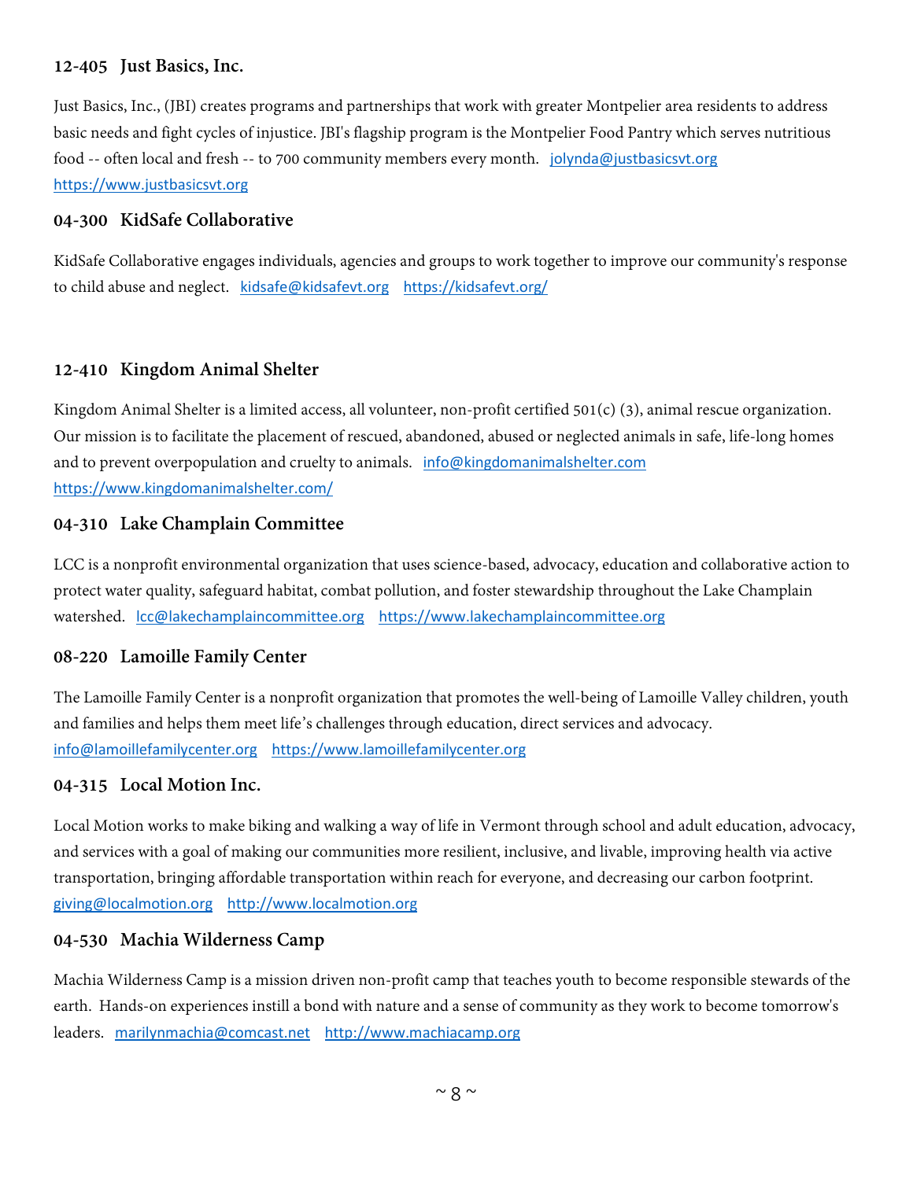### 12-405 Just Basics, Inc.

Just Basics, Inc., (JBI) creates programs and partnerships that work with greater Montpelier area residents to address basic needs and fight cycles of injustice. JBI's flagship program is the Montpelier Food Pantry which serves nutritious food -- often local and fresh -- to 700 community members every month. jolynda@justbasicsvt.org https://www.justbasicsvt.org

### 04-300 KidSafe Collaborative

KidSafe Collaborative engages individuals, agencies and groups to work together to improve our community's response to child abuse and neglect. kidsafe@kidsafevt.org https://kidsafevt.org/

### 12-410 Kingdom Animal Shelter

Kingdom Animal Shelter is a limited access, all volunteer, non-profit certified 501(c) (3), animal rescue organization. Our mission is to facilitate the placement of rescued, abandoned, abused or neglected animals in safe, life-long homes and to prevent overpopulation and cruelty to animals. info@kingdomanimalshelter.com https://www.kingdomanimalshelter.com/

### 04-310 Lake Champlain Committee

LCC is a nonprofit environmental organization that uses science-based, advocacy, education and collaborative action to protect water quality, safeguard habitat, combat pollution, and foster stewardship throughout the Lake Champlain watershed. lcc@lakechamplaincommittee.org https://www.lakechamplaincommittee.org

### 08-220 Lamoille Family Center

The Lamoille Family Center is a nonprofit organization that promotes the well-being of Lamoille Valley children, youth and families and helps them meet life's challenges through education, direct services and advocacy. info@lamoillefamilycenter.org https://www.lamoillefamilycenter.org

### 04-315 Local Motion Inc.

Local Motion works to make biking and walking a way of life in Vermont through school and adult education, advocacy, and services with a goal of making our communities more resilient, inclusive, and livable, improving health via active transportation, bringing affordable transportation within reach for everyone, and decreasing our carbon footprint. giving@localmotion.org http://www.localmotion.org

### 04-530 Machia Wilderness Camp

Machia Wilderness Camp is a mission driven non-profit camp that teaches youth to become responsible stewards of the earth. Hands-on experiences instill a bond with nature and a sense of community as they work to become tomorrow's leaders. marilynmachia@comcast.net http://www.machiacamp.org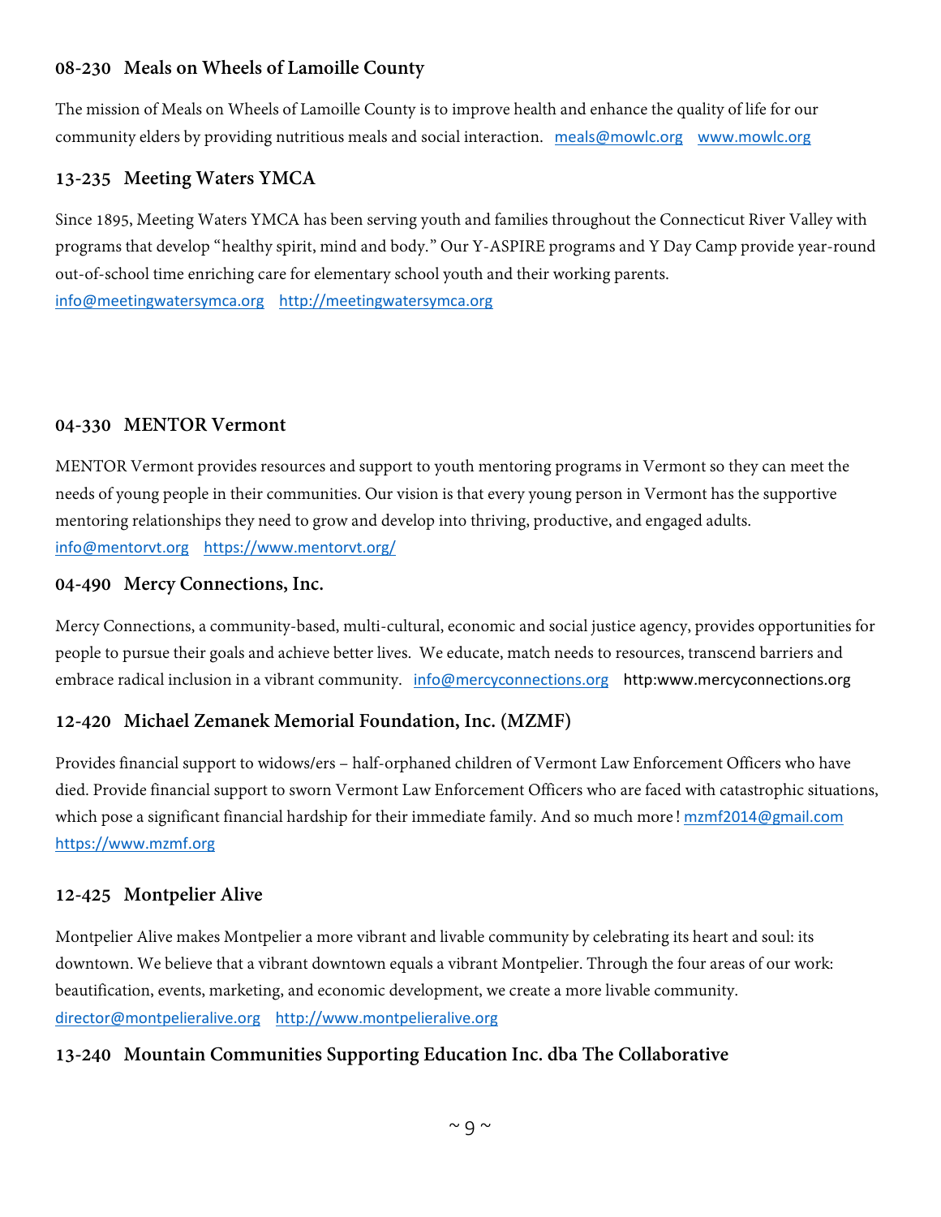### 08-230 Meals on Wheels of Lamoille County

The mission of Meals on Wheels of Lamoille County is to improve health and enhance the quality of life for our community elders by providing nutritious meals and social interaction. meals@mowlc.org www.mowlc.org

### 13-235 Meeting Waters YMCA

Since 1895, Meeting Waters YMCA has been serving youth and families throughout the Connecticut River Valley with programs that develop "healthy spirit, mind and body." Our Y-ASPIRE programs and Y Day Camp provide year-round out-of-school time enriching care for elementary school youth and their working parents.
info@meetingwatersymca.org http://meetingwatersymca.org

### 04-330 MENTOR Vermont

MENTOR Vermont provides resources and support to youth mentoring programs in Vermont so they can meet the needs of young people in their communities. Our vision is that every young person in Vermont has the supportive mentoring relationships they need to grow and develop into thriving, productive, and engaged adults.
info@mentorvt.org https://www.mentorvt.org/

### 04-490 Mercy Connections, Inc.

Mercy Connections, a community-based, multi-cultural, economic and social justice agency, provides opportunities for people to pursue their goals and achieve better lives. We educate, match needs to resources, transcend barriers and embrace radical inclusion in a vibrant community. info@mercyconnections.org http:www.mercyconnections.org

### 12-420 Michael Zemanek Memorial Foundation, Inc. (MZMF)

Provides financial support to widows/ers – half-orphaned children of Vermont Law Enforcement Officers who have died. Provide financial support to sworn Vermont Law Enforcement Officers who are faced with catastrophic situations, which pose a significant financial hardship for their immediate family. And so much more ! mzmf2014@gmail.com
https://www.mzmf.org

### 12-425 Montpelier Alive

Montpelier Alive makes Montpelier a more vibrant and livable community by celebrating its heart and soul: its downtown. We believe that a vibrant downtown equals a vibrant Montpelier. Through the four areas of our work: beautification, events, marketing, and economic development, we create a more livable community.
director@montpelieralive.org http://www.montpelieralive.org

### 13-240 Mountain Communities Supporting Education Inc. dba The Collaborative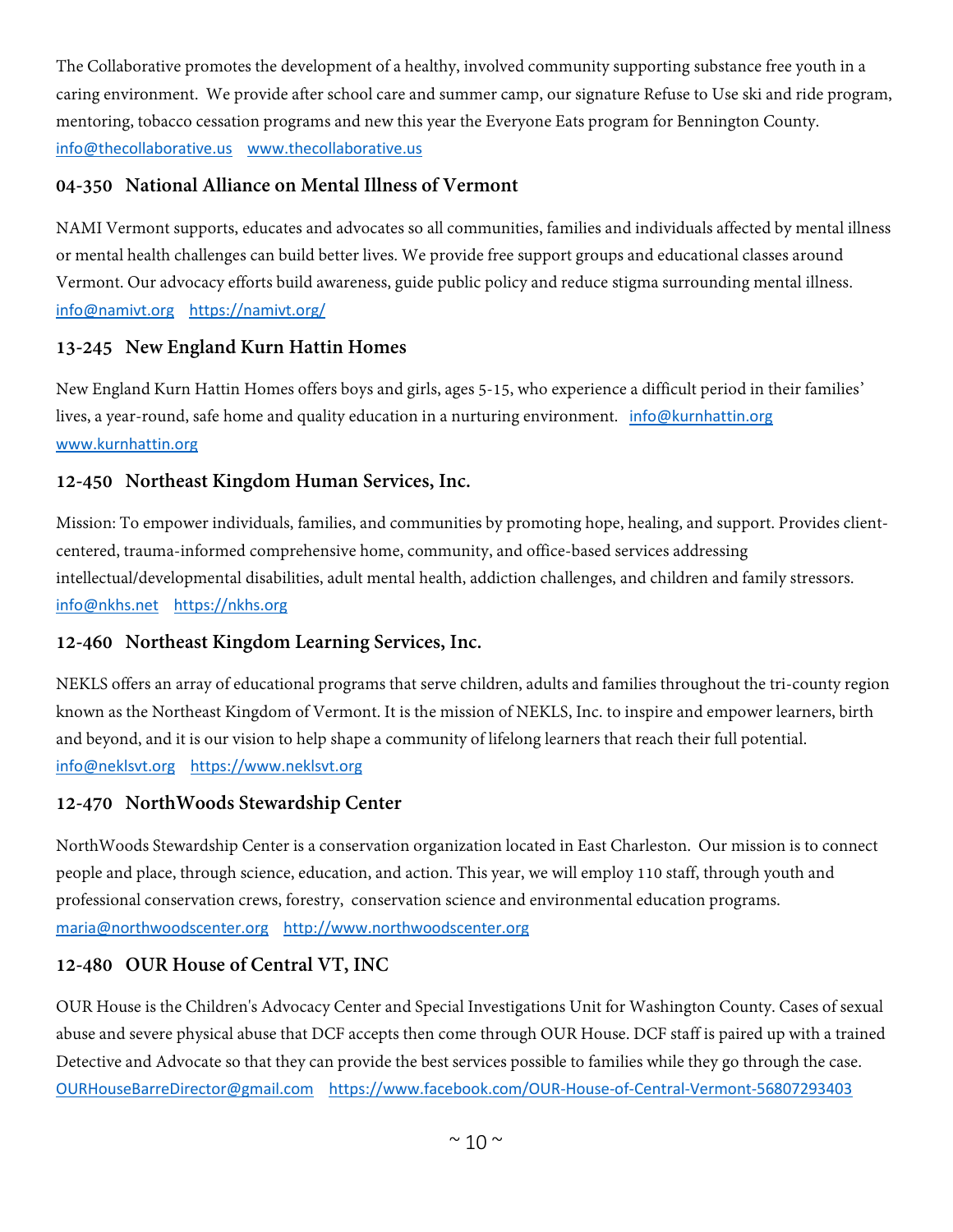The Collaborative promotes the development of a healthy, involved community supporting substance free youth in a caring environment. We provide after school care and summer camp, our signature Refuse to Use ski and ride program, mentoring, tobacco cessation programs and new this year the Everyone Eats program for Bennington County. info@thecollaborative.us www.thecollaborative.us

### 04-350 National Alliance on Mental Illness of Vermont

NAMI Vermont supports, educates and advocates so all communities, families and individuals affected by mental illness or mental health challenges can build better lives. We provide free support groups and educational classes around Vermont. Our advocacy efforts build awareness, guide public policy and reduce stigma surrounding mental illness. info@namivt.org https://namivt.org/

### 13-245 New England Kurn Hattin Homes

New England Kurn Hattin Homes offers boys and girls, ages 5-15, who experience a difficult period in their families' lives, a year-round, safe home and quality education in a nurturing environment. info@kurnhattin.org www.kurnhattin.org

### 12-450 Northeast Kingdom Human Services, Inc.

Mission: To empower individuals, families, and communities by promoting hope, healing, and support. Provides client-centered, trauma-informed comprehensive home, community, and office-based services addressing intellectual/developmental disabilities, adult mental health, addiction challenges, and children and family stressors. info@nkhs.net https://nkhs.org

### 12-460 Northeast Kingdom Learning Services, Inc.

NEKLS offers an array of educational programs that serve children, adults and families throughout the tri-county region known as the Northeast Kingdom of Vermont. It is the mission of NEKLS, Inc. to inspire and empower learners, birth and beyond, and it is our vision to help shape a community of lifelong learners that reach their full potential. info@neklsvt.org https://www.neklsvt.org

### 12-470 NorthWoods Stewardship Center

NorthWoods Stewardship Center is a conservation organization located in East Charleston. Our mission is to connect people and place, through science, education, and action. This year, we will employ 110 staff, through youth and professional conservation crews, forestry, conservation science and environmental education programs. maria@northwoodscenter.org http://www.northwoodscenter.org

### 12-480 OUR House of Central VT, INC

OUR House is the Children's Advocacy Center and Special Investigations Unit for Washington County. Cases of sexual abuse and severe physical abuse that DCF accepts then come through OUR House. DCF staff is paired up with a trained Detective and Advocate so that they can provide the best services possible to families while they go through the case. OURHouseBarreDirector@gmail.com https://www.facebook.com/OUR-House-of-Central-Vermont-56807293403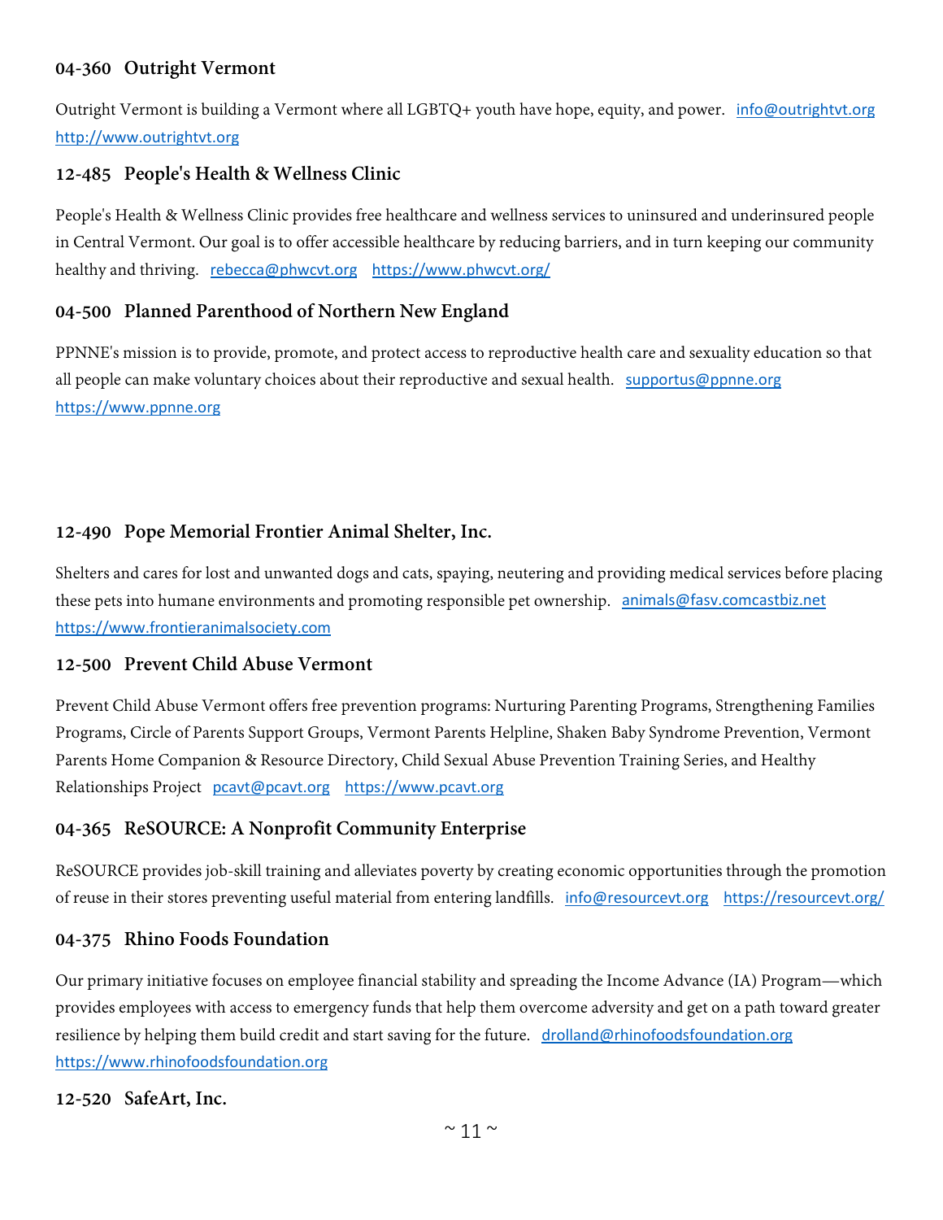### 04-360 Outright Vermont

Outright Vermont is building a Vermont where all LGBTQ+ youth have hope, equity, and power. info@outrightvt.org http://www.outrightvt.org

### 12-485 People's Health & Wellness Clinic

People's Health & Wellness Clinic provides free healthcare and wellness services to uninsured and underinsured people in Central Vermont. Our goal is to offer accessible healthcare by reducing barriers, and in turn keeping our community healthy and thriving. rebecca@phwcvt.org https://www.phwcvt.org/

### 04-500 Planned Parenthood of Northern New England

PPNNE's mission is to provide, promote, and protect access to reproductive health care and sexuality education so that all people can make voluntary choices about their reproductive and sexual health. supportus@ppnne.org https://www.ppnne.org

### 12-490 Pope Memorial Frontier Animal Shelter, Inc.

Shelters and cares for lost and unwanted dogs and cats, spaying, neutering and providing medical services before placing these pets into humane environments and promoting responsible pet ownership. animals@fasv.comcastbiz.net https://www.frontieranimalsociety.com

### 12-500 Prevent Child Abuse Vermont

Prevent Child Abuse Vermont offers free prevention programs: Nurturing Parenting Programs, Strengthening Families Programs, Circle of Parents Support Groups, Vermont Parents Helpline, Shaken Baby Syndrome Prevention, Vermont Parents Home Companion & Resource Directory, Child Sexual Abuse Prevention Training Series, and Healthy Relationships Project pcavt@pcavt.org https://www.pcavt.org

### 04-365 ReSOURCE: A Nonprofit Community Enterprise

ReSOURCE provides job-skill training and alleviates poverty by creating economic opportunities through the promotion of reuse in their stores preventing useful material from entering landfills. info@resourcevt.org https://resourcevt.org/

### 04-375 Rhino Foods Foundation

Our primary initiative focuses on employee financial stability and spreading the Income Advance (IA) Program—which provides employees with access to emergency funds that help them overcome adversity and get on a path toward greater resilience by helping them build credit and start saving for the future. drolland@rhinofoodsfoundation.org https://www.rhinofoodsfoundation.org

### 12-520 SafeArt, Inc.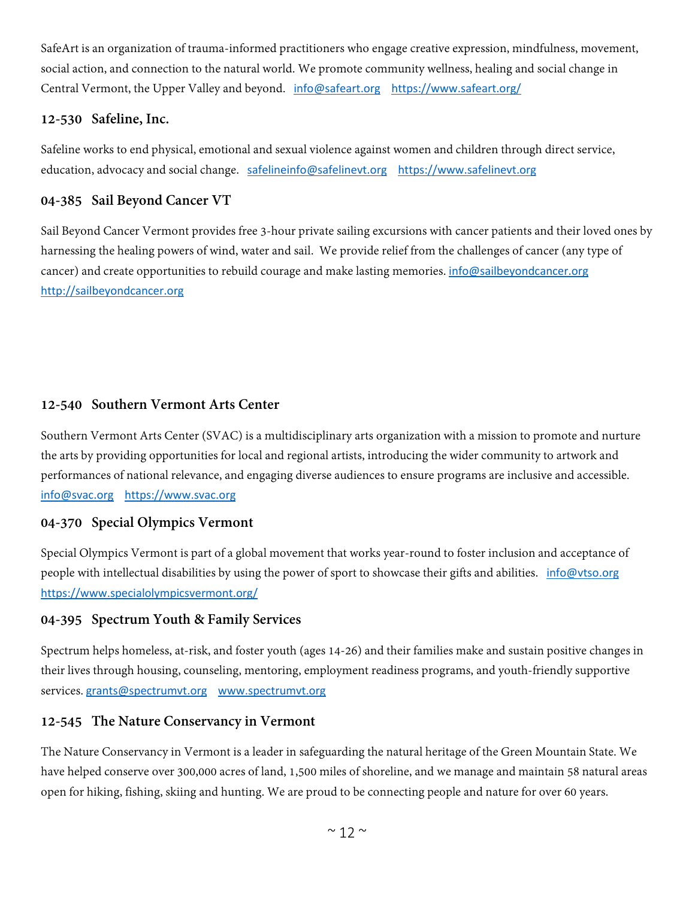SafeArt is an organization of trauma-informed practitioners who engage creative expression, mindfulness, movement, social action, and connection to the natural world. We promote community wellness, healing and social change in Central Vermont, the Upper Valley and beyond. info@safeart.org https://www.safeart.org/

### 12-530 Safeline, Inc.

Safeline works to end physical, emotional and sexual violence against women and children through direct service, education, advocacy and social change. safelineinfo@safelinevt.org https://www.safelinevt.org

### 04-385 Sail Beyond Cancer VT

Sail Beyond Cancer Vermont provides free 3-hour private sailing excursions with cancer patients and their loved ones by harnessing the healing powers of wind, water and sail. We provide relief from the challenges of cancer (any type of cancer) and create opportunities to rebuild courage and make lasting memories. info@sailbeyondcancer.org http://sailbeyondcancer.org

### 12-540 Southern Vermont Arts Center

Southern Vermont Arts Center (SVAC) is a multidisciplinary arts organization with a mission to promote and nurture the arts by providing opportunities for local and regional artists, introducing the wider community to artwork and performances of national relevance, and engaging diverse audiences to ensure programs are inclusive and accessible. info@svac.org https://www.svac.org

### 04-370 Special Olympics Vermont

Special Olympics Vermont is part of a global movement that works year-round to foster inclusion and acceptance of people with intellectual disabilities by using the power of sport to showcase their gifts and abilities. info@vtso.org https://www.specialolympicsvermont.org/

### 04-395 Spectrum Youth & Family Services

Spectrum helps homeless, at-risk, and foster youth (ages 14-26) and their families make and sustain positive changes in their lives through housing, counseling, mentoring, employment readiness programs, and youth-friendly supportive services. grants@spectrumvt.org www.spectrumvt.org

### 12-545 The Nature Conservancy in Vermont

The Nature Conservancy in Vermont is a leader in safeguarding the natural heritage of the Green Mountain State. We have helped conserve over 300,000 acres of land, 1,500 miles of shoreline, and we manage and maintain 58 natural areas open for hiking, fishing, skiing and hunting. We are proud to be connecting people and nature for over 60 years.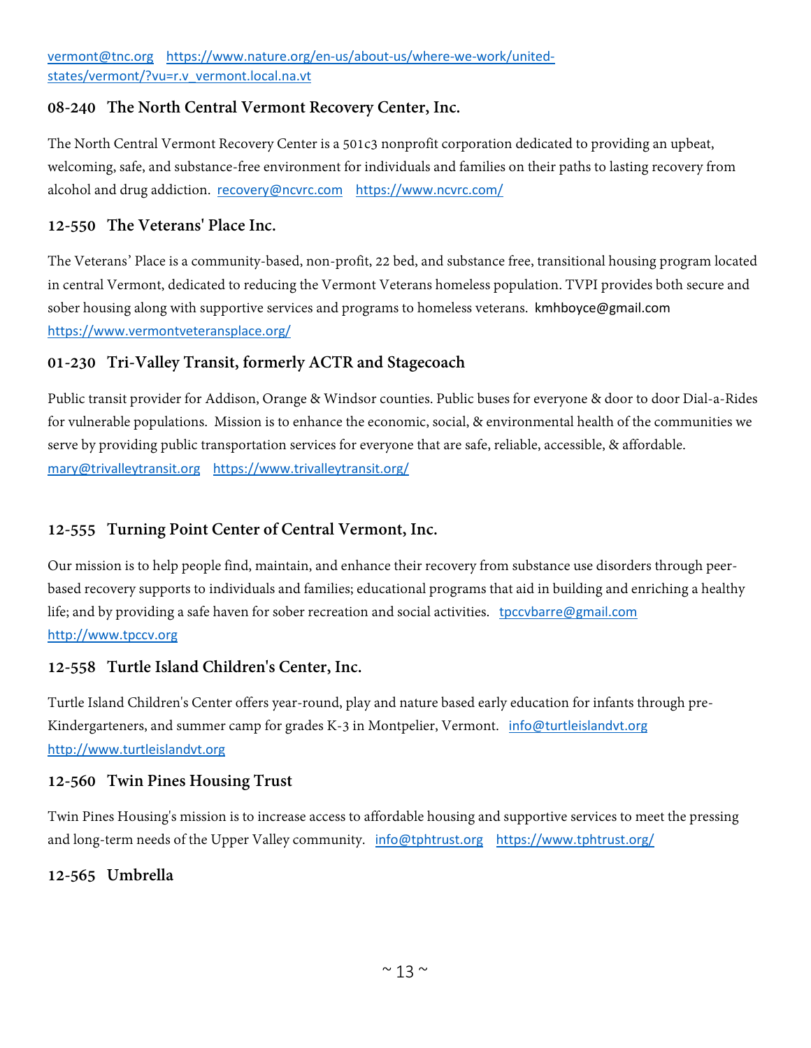vermont@tnc.org https://www.nature.org/en-us/about-us/where-we-work/united-states/vermont/?vu=r.v_vermont.local.na.vt

### 08-240 The North Central Vermont Recovery Center, Inc.

The North Central Vermont Recovery Center is a 501c3 nonprofit corporation dedicated to providing an upbeat, welcoming, safe, and substance-free environment for individuals and families on their paths to lasting recovery from alcohol and drug addiction. recovery@ncvrc.com https://www.ncvrc.com/

### 12-550 The Veterans' Place Inc.

The Veterans' Place is a community-based, non-profit, 22 bed, and substance free, transitional housing program located in central Vermont, dedicated to reducing the Vermont Veterans homeless population. TVPI provides both secure and sober housing along with supportive services and programs to homeless veterans. kmhboyce@gmail.com https://www.vermontveteransplace.org/

### 01-230 Tri-Valley Transit, formerly ACTR and Stagecoach

Public transit provider for Addison, Orange & Windsor counties. Public buses for everyone & door to door Dial-a-Rides for vulnerable populations. Mission is to enhance the economic, social, & environmental health of the communities we serve by providing public transportation services for everyone that are safe, reliable, accessible, & affordable. mary@trivalleytransit.org https://www.trivalleytransit.org/

### 12-555 Turning Point Center of Central Vermont, Inc.

Our mission is to help people find, maintain, and enhance their recovery from substance use disorders through peer-based recovery supports to individuals and families; educational programs that aid in building and enriching a healthy life; and by providing a safe haven for sober recreation and social activities. tpccvbarre@gmail.com http://www.tpccv.org

### 12-558 Turtle Island Children's Center, Inc.

Turtle Island Children's Center offers year-round, play and nature based early education for infants through pre-Kindergarteners, and summer camp for grades K-3 in Montpelier, Vermont. info@turtleislandvt.org http://www.turtleislandvt.org

### 12-560 Twin Pines Housing Trust

Twin Pines Housing's mission is to increase access to affordable housing and supportive services to meet the pressing and long-term needs of the Upper Valley community. info@tphtrust.org https://www.tphtrust.org/

### 12-565 Umbrella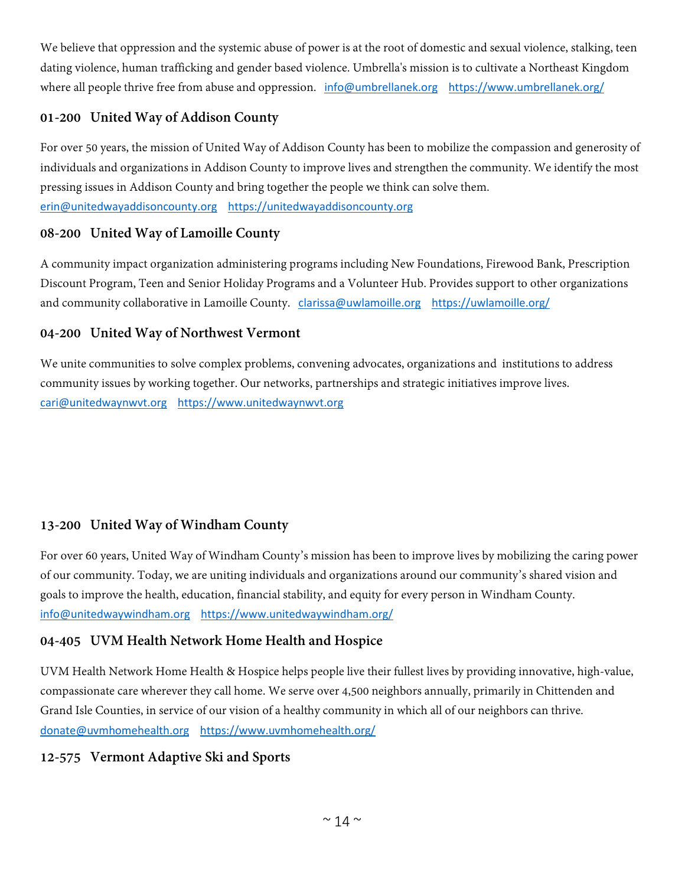We believe that oppression and the systemic abuse of power is at the root of domestic and sexual violence, stalking, teen dating violence, human trafficking and gender based violence. Umbrella's mission is to cultivate a Northeast Kingdom where all people thrive free from abuse and oppression. info@umbrellanek.org https://www.umbrellanek.org/

### 01-200 United Way of Addison County

For over 50 years, the mission of United Way of Addison County has been to mobilize the compassion and generosity of individuals and organizations in Addison County to improve lives and strengthen the community. We identify the most pressing issues in Addison County and bring together the people we think can solve them.
erin@unitedwayaddisoncounty.org https://unitedwayaddisoncounty.org

### 08-200 United Way of Lamoille County

A community impact organization administering programs including New Foundations, Firewood Bank, Prescription Discount Program, Teen and Senior Holiday Programs and a Volunteer Hub. Provides support to other organizations and community collaborative in Lamoille County. clarissa@uwlamoille.org https://uwlamoille.org/

### 04-200 United Way of Northwest Vermont

We unite communities to solve complex problems, convening advocates, organizations and institutions to address community issues by working together. Our networks, partnerships and strategic initiatives improve lives.
cari@unitedwaynwvt.org https://www.unitedwaynwvt.org

### 13-200 United Way of Windham County

For over 60 years, United Way of Windham County's mission has been to improve lives by mobilizing the caring power of our community. Today, we are uniting individuals and organizations around our community's shared vision and goals to improve the health, education, financial stability, and equity for every person in Windham County.
info@unitedwaywindham.org https://www.unitedwaywindham.org/

### 04-405 UVM Health Network Home Health and Hospice

UVM Health Network Home Health & Hospice helps people live their fullest lives by providing innovative, high-value, compassionate care wherever they call home. We serve over 4,500 neighbors annually, primarily in Chittenden and Grand Isle Counties, in service of our vision of a healthy community in which all of our neighbors can thrive.
donate@uvmhomehealth.org https://www.uvmhomehealth.org/

### 12-575 Vermont Adaptive Ski and Sports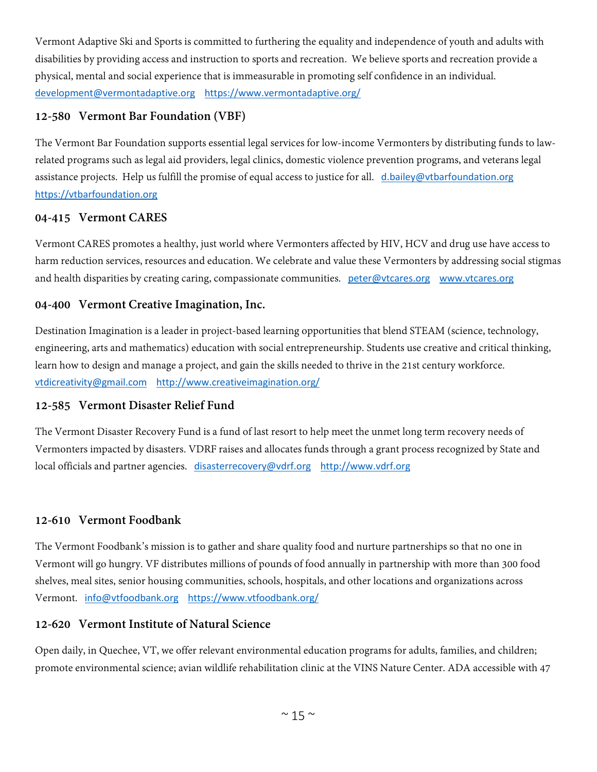Vermont Adaptive Ski and Sports is committed to furthering the equality and independence of youth and adults with disabilities by providing access and instruction to sports and recreation. We believe sports and recreation provide a physical, mental and social experience that is immeasurable in promoting self confidence in an individual. development@vermontadaptive.org https://www.vermontadaptive.org/

### 12-580 Vermont Bar Foundation (VBF)

The Vermont Bar Foundation supports essential legal services for low-income Vermonters by distributing funds to law-related programs such as legal aid providers, legal clinics, domestic violence prevention programs, and veterans legal assistance projects. Help us fulfill the promise of equal access to justice for all. d.bailey@vtbarfoundation.org https://vtbarfoundation.org

### 04-415 Vermont CARES

Vermont CARES promotes a healthy, just world where Vermonters affected by HIV, HCV and drug use have access to harm reduction services, resources and education. We celebrate and value these Vermonters by addressing social stigmas and health disparities by creating caring, compassionate communities. peter@vtcares.org www.vtcares.org

### 04-400 Vermont Creative Imagination, Inc.

Destination Imagination is a leader in project-based learning opportunities that blend STEAM (science, technology, engineering, arts and mathematics) education with social entrepreneurship. Students use creative and critical thinking, learn how to design and manage a project, and gain the skills needed to thrive in the 21st century workforce. vtdicreativity@gmail.com http://www.creativeimagination.org/

### 12-585 Vermont Disaster Relief Fund

The Vermont Disaster Recovery Fund is a fund of last resort to help meet the unmet long term recovery needs of Vermonters impacted by disasters. VDRF raises and allocates funds through a grant process recognized by State and local officials and partner agencies. disasterrecovery@vdrf.org http://www.vdrf.org

### 12-610 Vermont Foodbank

The Vermont Foodbank's mission is to gather and share quality food and nurture partnerships so that no one in Vermont will go hungry. VF distributes millions of pounds of food annually in partnership with more than 300 food shelves, meal sites, senior housing communities, schools, hospitals, and other locations and organizations across Vermont. info@vtfoodbank.org https://www.vtfoodbank.org/

### 12-620 Vermont Institute of Natural Science

Open daily, in Quechee, VT, we offer relevant environmental education programs for adults, families, and children; promote environmental science; avian wildlife rehabilitation clinic at the VINS Nature Center. ADA accessible with 47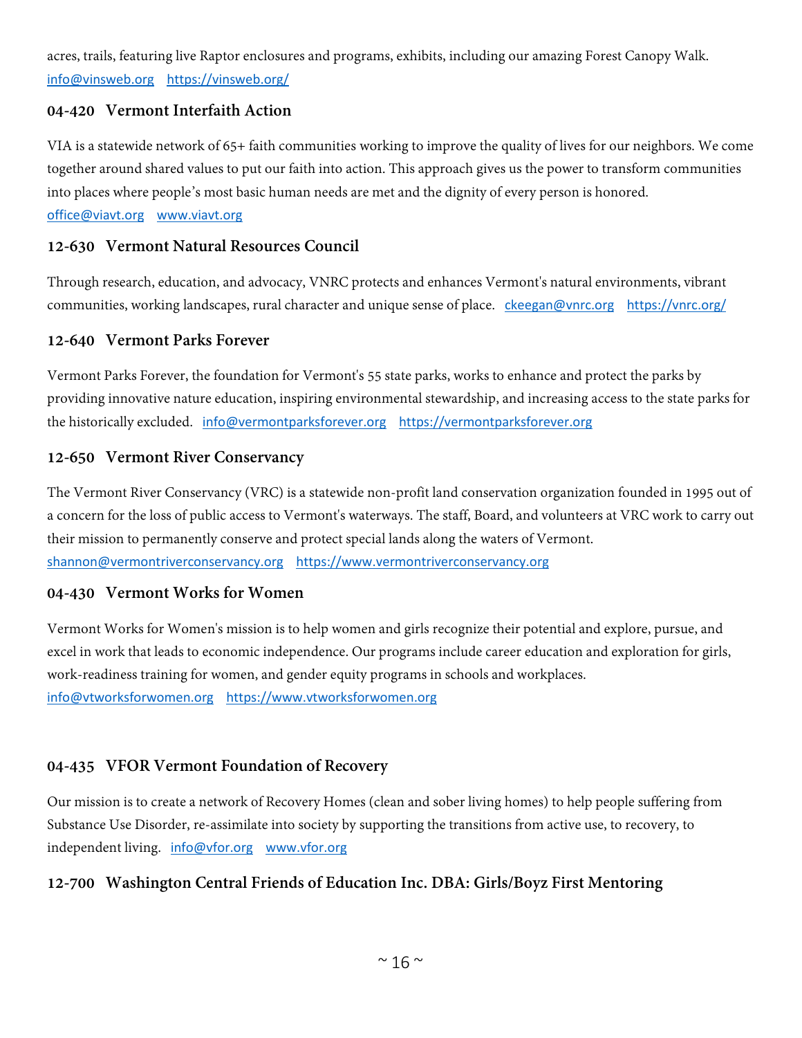acres, trails, featuring live Raptor enclosures and programs, exhibits, including our amazing Forest Canopy Walk. info@vinsweb.org https://vinsweb.org/

### 04-420 Vermont Interfaith Action

VIA is a statewide network of 65+ faith communities working to improve the quality of lives for our neighbors. We come together around shared values to put our faith into action. This approach gives us the power to transform communities into places where people's most basic human needs are met and the dignity of every person is honored. office@viavt.org www.viavt.org

### 12-630 Vermont Natural Resources Council

Through research, education, and advocacy, VNRC protects and enhances Vermont's natural environments, vibrant communities, working landscapes, rural character and unique sense of place. ckeegan@vnrc.org https://vnrc.org/

### 12-640 Vermont Parks Forever

Vermont Parks Forever, the foundation for Vermont's 55 state parks, works to enhance and protect the parks by providing innovative nature education, inspiring environmental stewardship, and increasing access to the state parks for the historically excluded. info@vermontparksforever.org https://vermontparksforever.org

### 12-650 Vermont River Conservancy

The Vermont River Conservancy (VRC) is a statewide non-profit land conservation organization founded in 1995 out of a concern for the loss of public access to Vermont's waterways. The staff, Board, and volunteers at VRC work to carry out their mission to permanently conserve and protect special lands along the waters of Vermont. shannon@vermontriverconservancy.org https://www.vermontriverconservancy.org

### 04-430 Vermont Works for Women

Vermont Works for Women's mission is to help women and girls recognize their potential and explore, pursue, and excel in work that leads to economic independence. Our programs include career education and exploration for girls, work-readiness training for women, and gender equity programs in schools and workplaces. info@vtworksforwomen.org https://www.vtworksforwomen.org

### 04-435 VFOR Vermont Foundation of Recovery

Our mission is to create a network of Recovery Homes (clean and sober living homes) to help people suffering from Substance Use Disorder, re-assimilate into society by supporting the transitions from active use, to recovery, to independent living. info@vfor.org www.vfor.org

### 12-700 Washington Central Friends of Education Inc. DBA: Girls/Boyz First Mentoring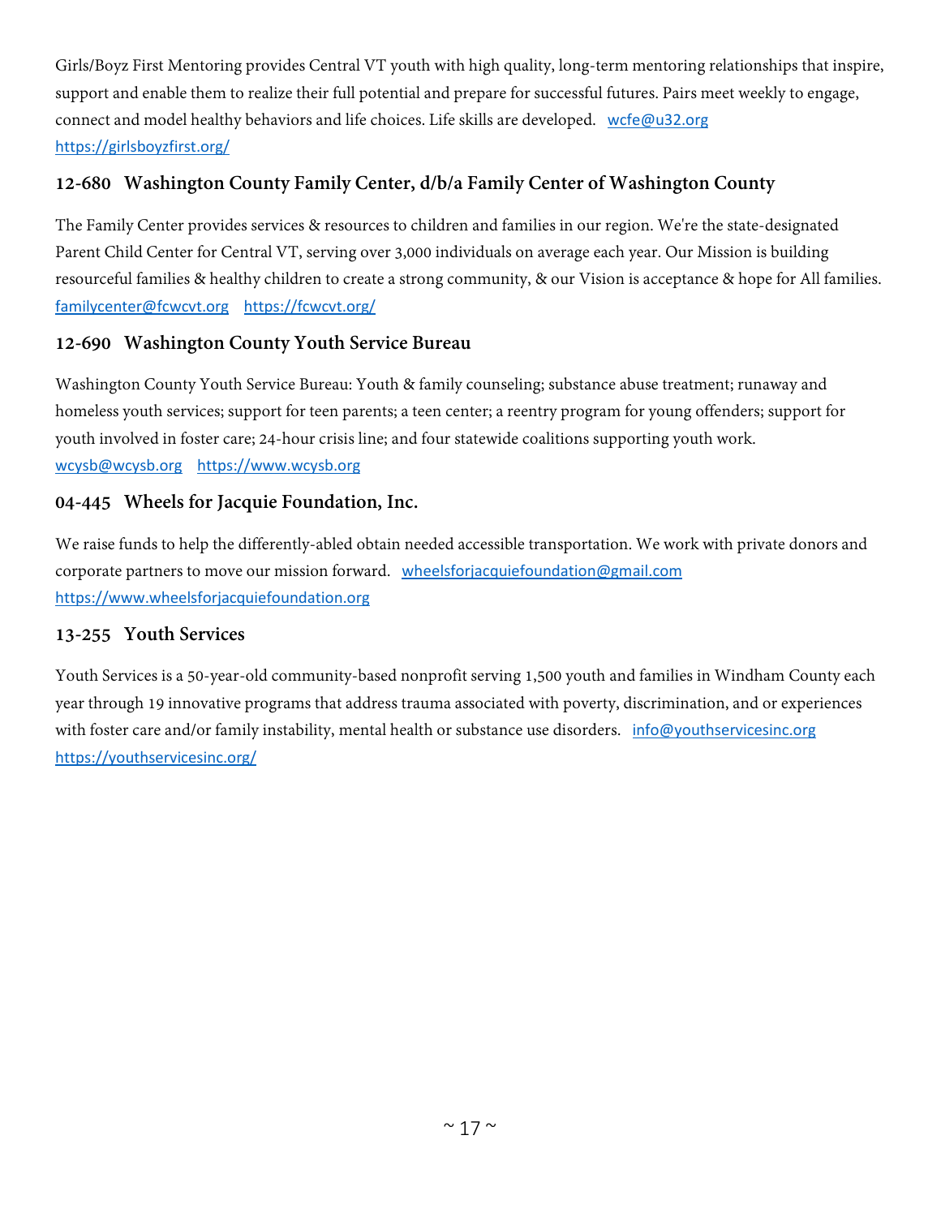Girls/Boyz First Mentoring provides Central VT youth with high quality, long-term mentoring relationships that inspire, support and enable them to realize their full potential and prepare for successful futures. Pairs meet weekly to engage, connect and model healthy behaviors and life choices. Life skills are developed. wcfe@u32.org https://girlsboyzfirst.org/

### 12-680 Washington County Family Center, d/b/a Family Center of Washington County

The Family Center provides services & resources to children and families in our region. We're the state-designated Parent Child Center for Central VT, serving over 3,000 individuals on average each year. Our Mission is building resourceful families & healthy children to create a strong community, & our Vision is acceptance & hope for All families. familycenter@fcwcvt.org https://fcwcvt.org/

### 12-690 Washington County Youth Service Bureau

Washington County Youth Service Bureau: Youth & family counseling; substance abuse treatment; runaway and homeless youth services; support for teen parents; a teen center; a reentry program for young offenders; support for youth involved in foster care; 24-hour crisis line; and four statewide coalitions supporting youth work. wcysb@wcysb.org https://www.wcysb.org

### 04-445 Wheels for Jacquie Foundation, Inc.

We raise funds to help the differently-abled obtain needed accessible transportation. We work with private donors and corporate partners to move our mission forward. wheelsforjacquiefoundation@gmail.com https://www.wheelsforjacquiefoundation.org

### 13-255 Youth Services

Youth Services is a 50-year-old community-based nonprofit serving 1,500 youth and families in Windham County each year through 19 innovative programs that address trauma associated with poverty, discrimination, and or experiences with foster care and/or family instability, mental health or substance use disorders. info@youthservicesinc.org https://youthservicesinc.org/